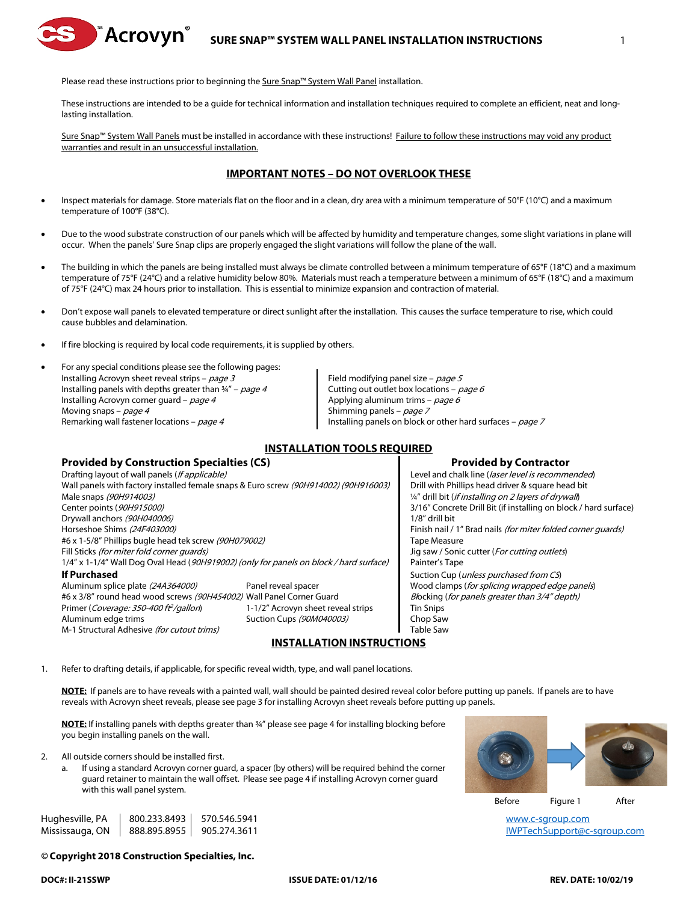# SURE SNAP™ SYSTEM WALL PANEL INSTALLATION INSTRUCTIONS

Please read these instructions prior to beginning the Sure Snap™ System Wall Panel installation.

These instructions are intended to be a guide for technical information and installation techniques required to complete an efficient, neat and long-lasting installation.

Sure Snap™ System Wall Panels must be installed in accordance with these instructions! Failure to follow these instructions may void any product warranties and result in an unsuccessful installation.

## IMPORTANT NOTES – DO NOT OVERLOOK THESE

- Inspect materials for damage. Store materials flat on the floor and in a clean, dry area with a minimum temperature of 50°F (10°C) and a maximum temperature of 100°F (38°C).
- Due to the wood substrate construction of our panels which will be affected by humidity and temperature changes, some slight variations in plane will occur. When the panels' Sure Snap clips are properly engaged the slight variations will follow the plane of the wall.
- The building in which the panels are being installed must always be climate controlled between a minimum temperature of 65°F (18°C) and a maximum temperature of 75°F (24°C) and a relative humidity below 80%. Materials must reach a temperature between a minimum of 65°F (18°C) and a maximum of 75°F (24°C) max 24 hours prior to installation. This is essential to minimize expansion and contraction of material.
- Don't expose wall panels to elevated temperature or direct sunlight after the installation. This causes the surface temperature to rise, which could cause bubbles and delamination.
- If fire blocking is required by local code requirements, it is supplied by others.
- For any special conditions please see the following pages:
  - Installing Acrovyn sheet reveal strips – *page 3*
  - Installing panels with depths greater than ¾" – *page 4*
  - Installing Acrovyn corner guard – *page 4*
  - Moving snaps – *page 4*
  - Remarking wall fastener locations – *page 4*
  - Field modifying panel size – *page 5*
  - Cutting out outlet box locations – *page 6*
  - Applying aluminum trims – *page 6*
  - Shimming panels – *page 7*
  - Installing panels on block or other hard surfaces – *page 7*

## INSTALLATION TOOLS REQUIRED

### Provided by Construction Specialties (CS)

- Drafting layout of wall panels (*If applicable*)
- Wall panels with factory installed female snaps & Euro screw *(90H914002) (90H916003)*
- Male snaps *(90H914003)*
- Center points (*90H915000)*
- Drywall anchors *(90H040006)*
- Horseshoe Shims *(24F403000)*
- #6 x 1-5/8" Phillips bugle head tek screw *(90H079002)*
- Fill Sticks *(for miter fold corner guards)*
- 1/4" x 1-1/4" Wall Dog Oval Head (*90H919002) (only for panels on block / hard surface)*

**If Purchased**

- Aluminum splice plate *(24A364000)*
- #6 x 3/8" round head wood screws *(90H454002)*
- Primer (*Coverage: 350-400 ft²/gallon*)
- Aluminum edge trims
- M-1 Structural Adhesive *(for cutout trims)*
- Panel reveal spacer
- Wall Panel Corner Guard
- 1-1/2" Acrovyn sheet reveal strips
- Suction Cups *(90M040003)*

### Provided by Contractor

- Level and chalk line (*laser level is recommended*)
- Drill with Phillips head driver & square head bit
- ¼" drill bit (*if installing on 2 layers of drywall*)
- 3/16" Concrete Drill Bit (if installing on block / hard surface)
- 1/8" drill bit
- Finish nail / 1" Brad nails *(for miter folded corner guards)*
- Tape Measure
- Jig saw / Sonic cutter (*For cutting outlets*)
- Painter's Tape
- Suction Cup (*unless purchased from CS*)
- Wood clamps (*for splicing wrapped edge panels*)
- Blocking (*for panels greater than 3/4" depth)*
- Tin Snips
- Chop Saw
- Table Saw

## INSTALLATION INSTRUCTIONS

1. Refer to drafting details, if applicable, for specific reveal width, type, and wall panel locations.

   **NOTE:** If panels are to have reveals with a painted wall, wall should be painted desired reveal color before putting up panels. If panels are to have reveals with Acrovyn sheet reveals, please see page 3 for installing Acrovyn sheet reveals before putting up panels.

   **NOTE:** If installing panels with depths greater than ¾" please see page 4 for installing blocking before you begin installing panels on the wall.

2. All outside corners should be installed first.
   a. If using a standard Acrovyn corner guard, a spacer (by others) will be required behind the corner guard retainer to maintain the wall offset. Please see page 4 if installing Acrovyn corner guard with this wall panel system.

Before Figure 1 After

| Hughesville, PA | 800.233.8493 | 570.546.5941 |
|---|---|---|
| Mississauga, ON | 888.895.8955 | 905.274.3611 |

www.c-sgroup.com
IWPTechSupport@c-sgroup.com

**© Copyright 2018 Construction Specialties, Inc.**

**DOC#: II-21SSWP** **ISSUE DATE: 01/12/16** **REV. DATE: 10/02/19**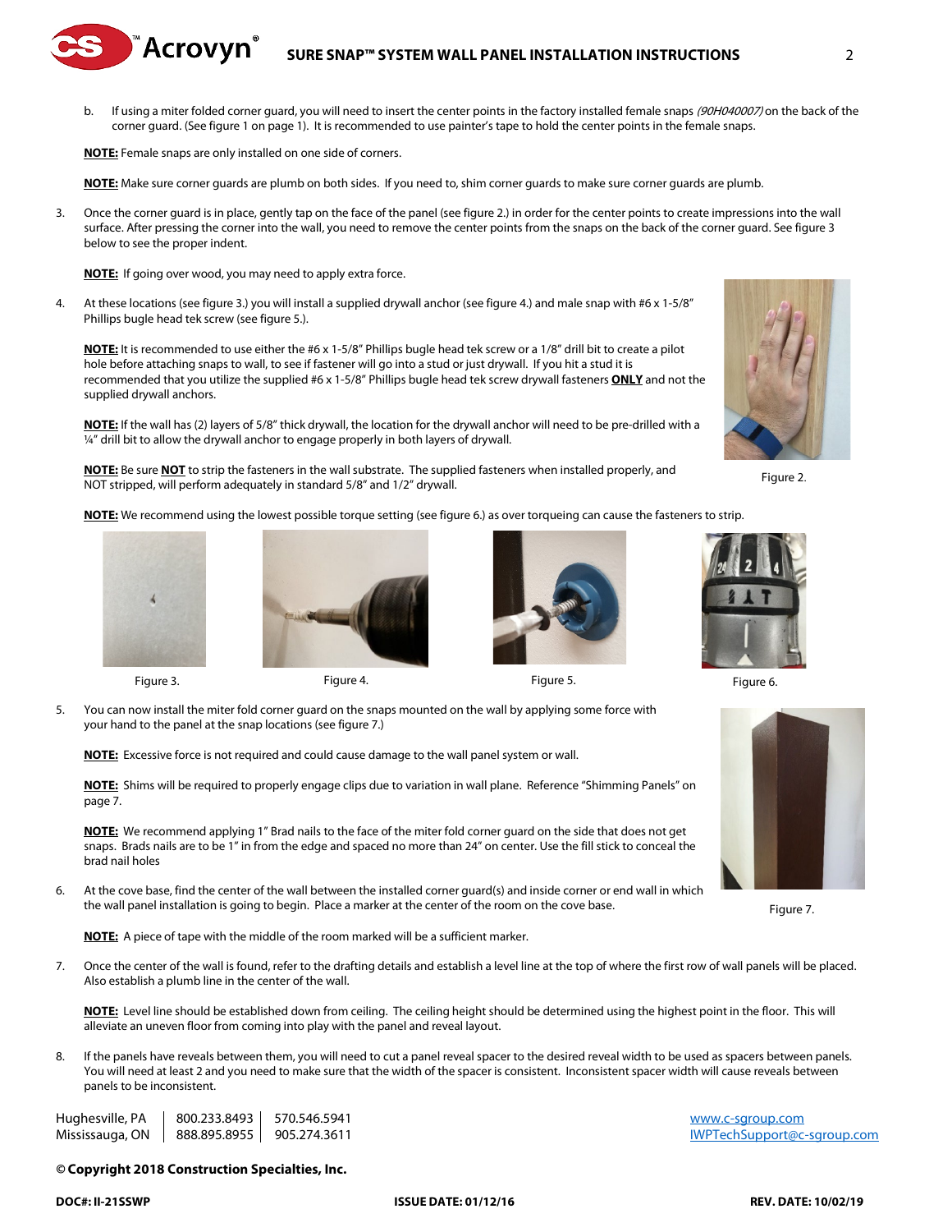b. If using a miter folded corner guard, you will need to insert the center points in the factory installed female snaps *(90H040007)* on the back of the corner guard. (See figure 1 on page 1). It is recommended to use painter's tape to hold the center points in the female snaps.

**NOTE:** Female snaps are only installed on one side of corners.

**NOTE:** Make sure corner guards are plumb on both sides. If you need to, shim corner guards to make sure corner guards are plumb.

3. Once the corner guard is in place, gently tap on the face of the panel (see figure 2.) in order for the center points to create impressions into the wall surface. After pressing the corner into the wall, you need to remove the center points from the snaps on the back of the corner guard. See figure 3 below to see the proper indent.

   **NOTE:** If going over wood, you may need to apply extra force.

4. At these locations (see figure 3.) you will install a supplied drywall anchor (see figure 4.) and male snap with #6 x 1-5/8" Phillips bugle head tek screw (see figure 5.).

   **NOTE:** It is recommended to use either the #6 x 1-5/8" Phillips bugle head tek screw or a 1/8" drill bit to create a pilot hole before attaching snaps to wall, to see if fastener will go into a stud or just drywall. If you hit a stud it is recommended that you utilize the supplied #6 x 1-5/8" Phillips bugle head tek screw drywall fasteners **ONLY** and not the supplied drywall anchors.

   **NOTE:** If the wall has (2) layers of 5/8" thick drywall, the location for the drywall anchor will need to be pre-drilled with a ¼" drill bit to allow the drywall anchor to engage properly in both layers of drywall.

   **NOTE:** Be sure **NOT** to strip the fasteners in the wall substrate. The supplied fasteners when installed properly, and NOT stripped, will perform adequately in standard 5/8" and 1/2" drywall.

   **NOTE:** We recommend using the lowest possible torque setting (see figure 6.) as over torqueing can cause the fasteners to strip.

Figure 2.

Figure 3.

Figure 4.

Figure 5.

Figure 6.

5. You can now install the miter fold corner guard on the snaps mounted on the wall by applying some force with your hand to the panel at the snap locations (see figure 7.)

   **NOTE:** Excessive force is not required and could cause damage to the wall panel system or wall.

   **NOTE:** Shims will be required to properly engage clips due to variation in wall plane. Reference "Shimming Panels" on page 7.

   **NOTE:** We recommend applying 1" Brad nails to the face of the miter fold corner guard on the side that does not get snaps. Brads nails are to be 1" in from the edge and spaced no more than 24" on center. Use the fill stick to conceal the brad nail holes

Figure 7.

6. At the cove base, find the center of the wall between the installed corner guard(s) and inside corner or end wall in which the wall panel installation is going to begin. Place a marker at the center of the room on the cove base.

   **NOTE:** A piece of tape with the middle of the room marked will be a sufficient marker.

7. Once the center of the wall is found, refer to the drafting details and establish a level line at the top of where the first row of wall panels will be placed. Also establish a plumb line in the center of the wall.

   **NOTE:** Level line should be established down from ceiling. The ceiling height should be determined using the highest point in the floor. This will alleviate an uneven floor from coming into play with the panel and reveal layout.

8. If the panels have reveals between them, you will need to cut a panel reveal spacer to the desired reveal width to be used as spacers between panels. You will need at least 2 and you need to make sure that the width of the spacer is consistent. Inconsistent spacer width will cause reveals between panels to be inconsistent.

| Hughesville, PA | 800.233.8493 | 570.546.5941 |
|---|---|---|
| Mississauga, ON | 888.895.8955 | 905.274.3611 |

www.c-sgroup.com
IWPTechSupport@c-sgroup.com

**© Copyright 2018 Construction Specialties, Inc.**

**DOC#: II-21SSWP** **ISSUE DATE: 01/12/16** **REV. DATE: 10/02/19**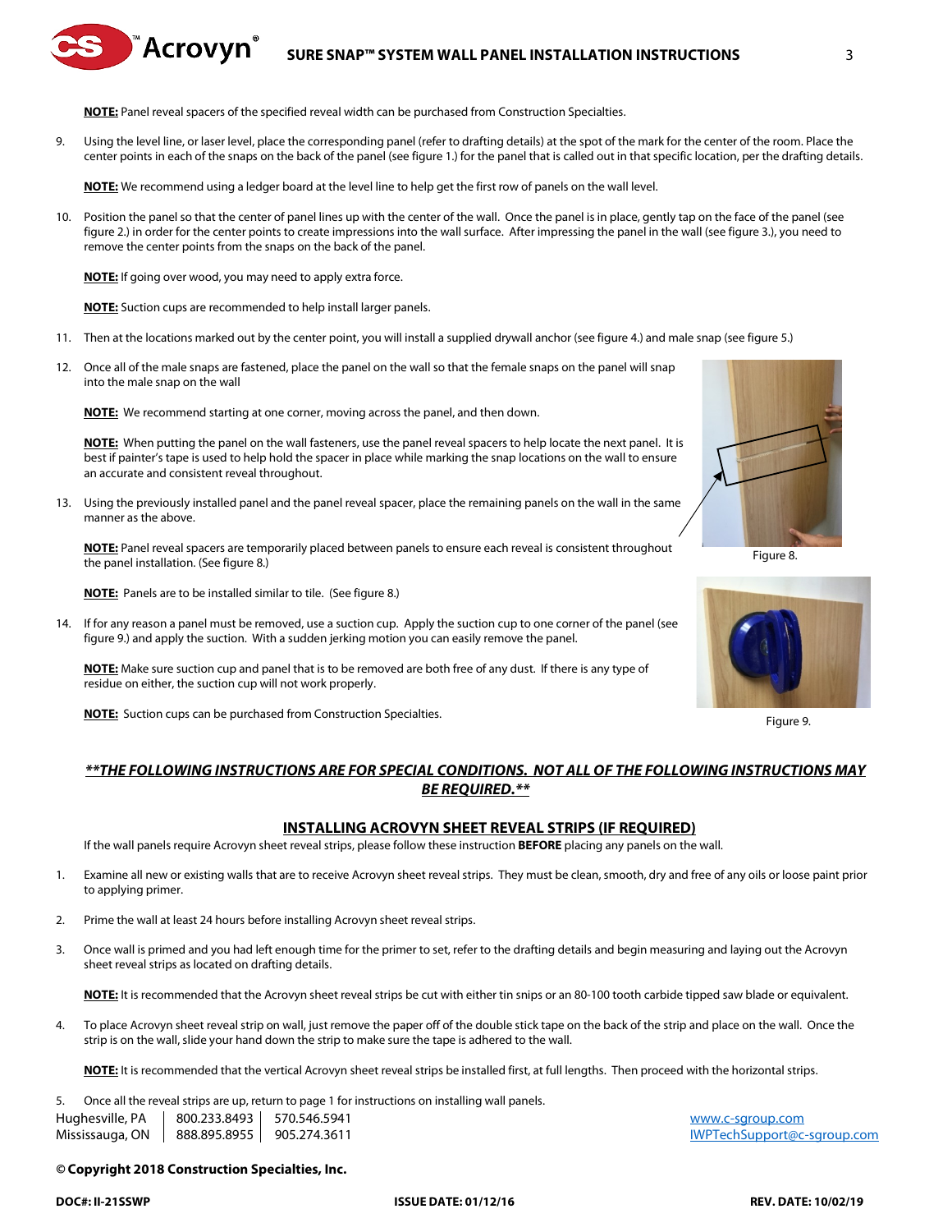**NOTE:** Panel reveal spacers of the specified reveal width can be purchased from Construction Specialties.

9. Using the level line, or laser level, place the corresponding panel (refer to drafting details) at the spot of the mark for the center of the room. Place the center points in each of the snaps on the back of the panel (see figure 1.) for the panel that is called out in that specific location, per the drafting details.

   **NOTE:** We recommend using a ledger board at the level line to help get the first row of panels on the wall level.

10. Position the panel so that the center of panel lines up with the center of the wall. Once the panel is in place, gently tap on the face of the panel (see figure 2.) in order for the center points to create impressions into the wall surface. After impressing the panel in the wall (see figure 3.), you need to remove the center points from the snaps on the back of the panel.

    **NOTE:** If going over wood, you may need to apply extra force.

    **NOTE:** Suction cups are recommended to help install larger panels.

11. Then at the locations marked out by the center point, you will install a supplied drywall anchor (see figure 4.) and male snap (see figure 5.)

12. Once all of the male snaps are fastened, place the panel on the wall so that the female snaps on the panel will snap into the male snap on the wall

    **NOTE:** We recommend starting at one corner, moving across the panel, and then down.

    **NOTE:** When putting the panel on the wall fasteners, use the panel reveal spacers to help locate the next panel. It is best if painter's tape is used to help hold the spacer in place while marking the snap locations on the wall to ensure an accurate and consistent reveal throughout.

13. Using the previously installed panel and the panel reveal spacer, place the remaining panels on the wall in the same manner as the above.

    **NOTE:** Panel reveal spacers are temporarily placed between panels to ensure each reveal is consistent throughout the panel installation. (See figure 8.)

    **NOTE:** Panels are to be installed similar to tile. (See figure 8.)

Figure 8.

14. If for any reason a panel must be removed, use a suction cup. Apply the suction cup to one corner of the panel (see figure 9.) and apply the suction. With a sudden jerking motion you can easily remove the panel.

    **NOTE:** Make sure suction cup and panel that is to be removed are both free of any dust. If there is any type of residue on either, the suction cup will not work properly.

    **NOTE:** Suction cups can be purchased from Construction Specialties.

Figure 9.

***\*\*THE FOLLOWING INSTRUCTIONS ARE FOR SPECIAL CONDITIONS. NOT ALL OF THE FOLLOWING INSTRUCTIONS MAY BE REQUIRED.\*\****

## INSTALLING ACROVYN SHEET REVEAL STRIPS (IF REQUIRED)

If the wall panels require Acrovyn sheet reveal strips, please follow these instruction **BEFORE** placing any panels on the wall.

1. Examine all new or existing walls that are to receive Acrovyn sheet reveal strips. They must be clean, smooth, dry and free of any oils or loose paint prior to applying primer.

2. Prime the wall at least 24 hours before installing Acrovyn sheet reveal strips.

3. Once wall is primed and you had left enough time for the primer to set, refer to the drafting details and begin measuring and laying out the Acrovyn sheet reveal strips as located on drafting details.

   **NOTE:** It is recommended that the Acrovyn sheet reveal strips be cut with either tin snips or an 80-100 tooth carbide tipped saw blade or equivalent.

4. To place Acrovyn sheet reveal strip on wall, just remove the paper off of the double stick tape on the back of the strip and place on the wall. Once the strip is on the wall, slide your hand down the strip to make sure the tape is adhered to the wall.

   **NOTE:** It is recommended that the vertical Acrovyn sheet reveal strips be installed first, at full lengths. Then proceed with the horizontal strips.

5. Once all the reveal strips are up, return to page 1 for instructions on installing wall panels.

Hughesville, PA | 800.233.8493 | 570.546.5941 — www.c-sgroup.com
Mississauga, ON | 888.895.8955 | 905.274.3611 — IWPTechSupport@c-sgroup.com

**© Copyright 2018 Construction Specialties, Inc.**

**DOC#: II-21SSWP** **ISSUE DATE: 01/12/16** **REV. DATE: 10/02/19**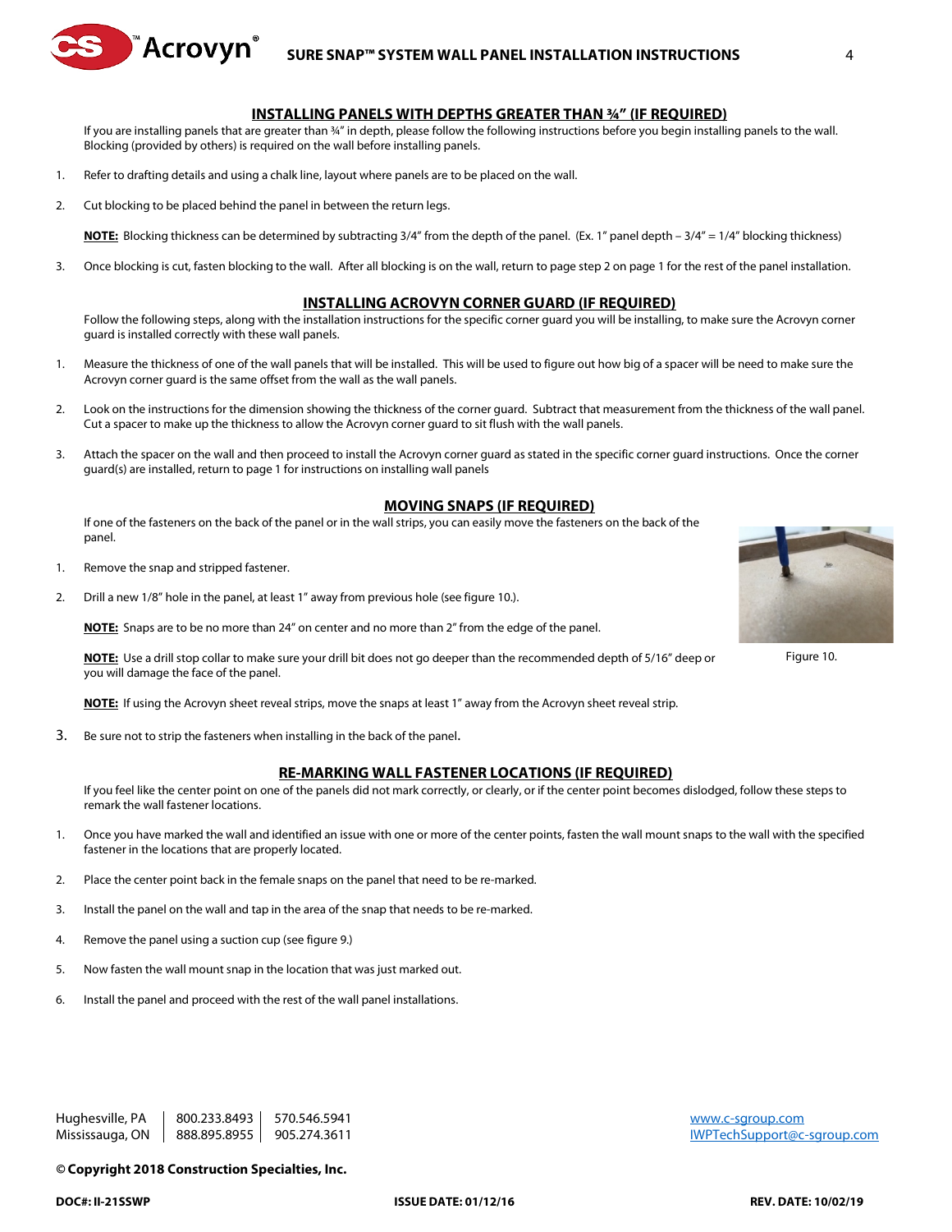## INSTALLING PANELS WITH DEPTHS GREATER THAN ¾" (IF REQUIRED)

If you are installing panels that are greater than ¾" in depth, please follow the following instructions before you begin installing panels to the wall. Blocking (provided by others) is required on the wall before installing panels.

1. Refer to drafting details and using a chalk line, layout where panels are to be placed on the wall.

2. Cut blocking to be placed behind the panel in between the return legs.

   **NOTE:** Blocking thickness can be determined by subtracting 3/4" from the depth of the panel. (Ex. 1" panel depth – 3/4" = 1/4" blocking thickness)

3. Once blocking is cut, fasten blocking to the wall. After all blocking is on the wall, return to page step 2 on page 1 for the rest of the panel installation.

## INSTALLING ACROVYN CORNER GUARD (IF REQUIRED)

Follow the following steps, along with the installation instructions for the specific corner guard you will be installing, to make sure the Acrovyn corner guard is installed correctly with these wall panels.

1. Measure the thickness of one of the wall panels that will be installed. This will be used to figure out how big of a spacer will be need to make sure the Acrovyn corner guard is the same offset from the wall as the wall panels.

2. Look on the instructions for the dimension showing the thickness of the corner guard. Subtract that measurement from the thickness of the wall panel. Cut a spacer to make up the thickness to allow the Acrovyn corner guard to sit flush with the wall panels.

3. Attach the spacer on the wall and then proceed to install the Acrovyn corner guard as stated in the specific corner guard instructions. Once the corner guard(s) are installed, return to page 1 for instructions on installing wall panels

## MOVING SNAPS (IF REQUIRED)

If one of the fasteners on the back of the panel or in the wall strips, you can easily move the fasteners on the back of the panel.

1. Remove the snap and stripped fastener.

2. Drill a new 1/8" hole in the panel, at least 1" away from previous hole (see figure 10.).

   **NOTE:** Snaps are to be no more than 24" on center and no more than 2" from the edge of the panel.

   **NOTE:** Use a drill stop collar to make sure your drill bit does not go deeper than the recommended depth of 5/16" deep or you will damage the face of the panel.

   **NOTE:** If using the Acrovyn sheet reveal strips, move the snaps at least 1" away from the Acrovyn sheet reveal strip.

3. Be sure not to strip the fasteners when installing in the back of the panel.

Figure 10.

## RE-MARKING WALL FASTENER LOCATIONS (IF REQUIRED)

If you feel like the center point on one of the panels did not mark correctly, or clearly, or if the center point becomes dislodged, follow these steps to remark the wall fastener locations.

1. Once you have marked the wall and identified an issue with one or more of the center points, fasten the wall mount snaps to the wall with the specified fastener in the locations that are properly located.

2. Place the center point back in the female snaps on the panel that need to be re-marked.

3. Install the panel on the wall and tap in the area of the snap that needs to be re-marked.

4. Remove the panel using a suction cup (see figure 9.)

5. Now fasten the wall mount snap in the location that was just marked out.

6. Install the panel and proceed with the rest of the wall panel installations.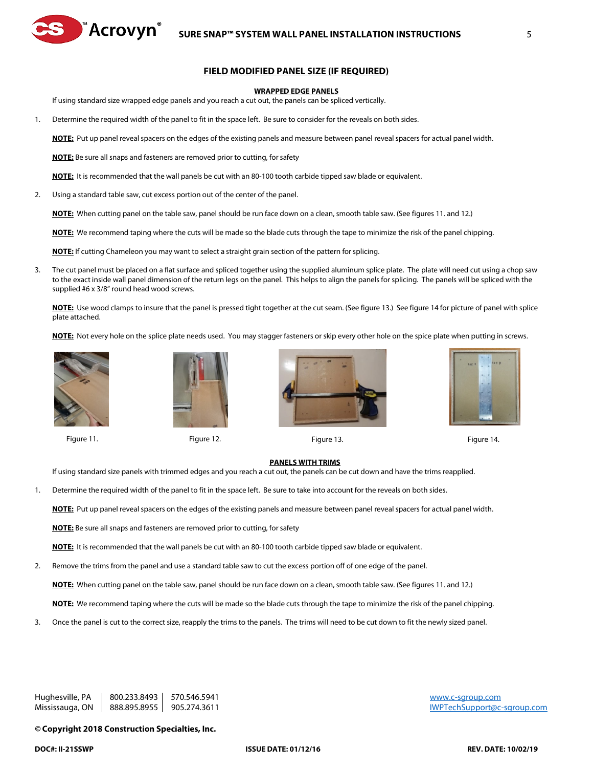## FIELD MODIFIED PANEL SIZE (IF REQUIRED)

### WRAPPED EDGE PANELS

If using standard size wrapped edge panels and you reach a cut out, the panels can be spliced vertically.

1. Determine the required width of the panel to fit in the space left. Be sure to consider for the reveals on both sides.

   **NOTE:** Put up panel reveal spacers on the edges of the existing panels and measure between panel reveal spacers for actual panel width.

   **NOTE:** Be sure all snaps and fasteners are removed prior to cutting, for safety

   **NOTE:** It is recommended that the wall panels be cut with an 80-100 tooth carbide tipped saw blade or equivalent.

2. Using a standard table saw, cut excess portion out of the center of the panel.

   **NOTE:** When cutting panel on the table saw, panel should be run face down on a clean, smooth table saw. (See figures 11. and 12.)

   **NOTE:** We recommend taping where the cuts will be made so the blade cuts through the tape to minimize the risk of the panel chipping.

   **NOTE:** If cutting Chameleon you may want to select a straight grain section of the pattern for splicing.

3. The cut panel must be placed on a flat surface and spliced together using the supplied aluminum splice plate. The plate will need cut using a chop saw to the exact inside wall panel dimension of the return legs on the panel. This helps to align the panels for splicing. The panels will be spliced with the supplied #6 x 3/8" round head wood screws.

   **NOTE:** Use wood clamps to insure that the panel is pressed tight together at the cut seam. (See figure 13.) See figure 14 for picture of panel with splice plate attached.

   **NOTE:** Not every hole on the splice plate needs used. You may stagger fasteners or skip every other hole on the spice plate when putting in screws.

Figure 11. Figure 12. Figure 13. Figure 14.

### PANELS WITH TRIMS

If using standard size panels with trimmed edges and you reach a cut out, the panels can be cut down and have the trims reapplied.

1. Determine the required width of the panel to fit in the space left. Be sure to take into account for the reveals on both sides.

   **NOTE:** Put up panel reveal spacers on the edges of the existing panels and measure between panel reveal spacers for actual panel width.

   **NOTE:** Be sure all snaps and fasteners are removed prior to cutting, for safety

   **NOTE:** It is recommended that the wall panels be cut with an 80-100 tooth carbide tipped saw blade or equivalent.

2. Remove the trims from the panel and use a standard table saw to cut the excess portion off of one edge of the panel.

   **NOTE:** When cutting panel on the table saw, panel should be run face down on a clean, smooth table saw. (See figures 11. and 12.)

   **NOTE:** We recommend taping where the cuts will be made so the blade cuts through the tape to minimize the risk of the panel chipping.

3. Once the panel is cut to the correct size, reapply the trims to the panels. The trims will need to be cut down to fit the newly sized panel.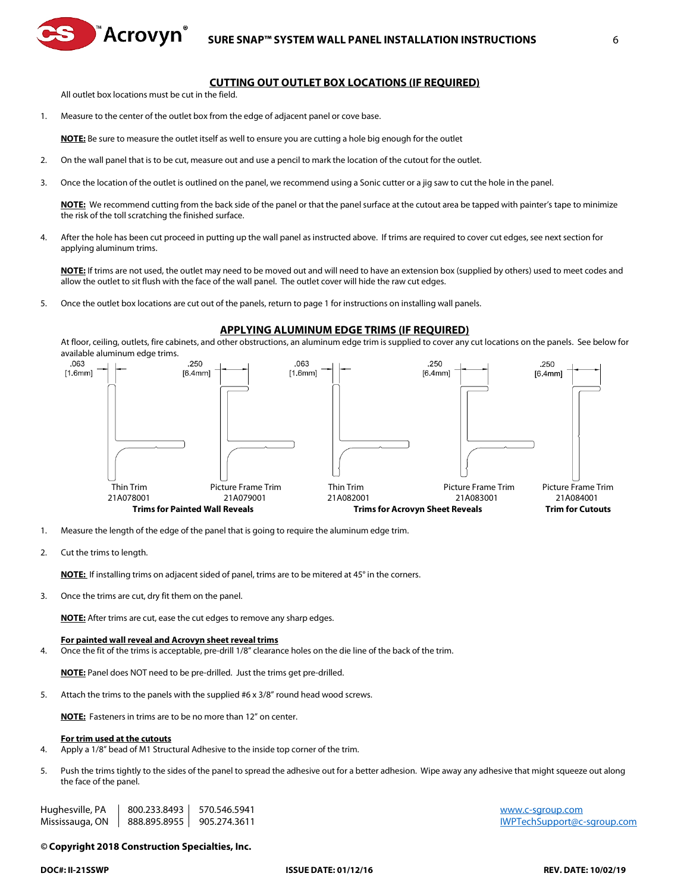## CUTTING OUT OUTLET BOX LOCATIONS (IF REQUIRED)

All outlet box locations must be cut in the field.

1. Measure to the center of the outlet box from the edge of adjacent panel or cove base.

   **NOTE:** Be sure to measure the outlet itself as well to ensure you are cutting a hole big enough for the outlet

2. On the wall panel that is to be cut, measure out and use a pencil to mark the location of the cutout for the outlet.

3. Once the location of the outlet is outlined on the panel, we recommend using a Sonic cutter or a jig saw to cut the hole in the panel.

   **NOTE:** We recommend cutting from the back side of the panel or that the panel surface at the cutout area be tapped with painter's tape to minimize the risk of the toll scratching the finished surface.

4. After the hole has been cut proceed in putting up the wall panel as instructed above. If trims are required to cover cut edges, see next section for applying aluminum trims.

   **NOTE:** If trims are not used, the outlet may need to be moved out and will need to have an extension box (supplied by others) used to meet codes and allow the outlet to sit flush with the face of the wall panel. The outlet cover will hide the raw cut edges.

5. Once the outlet box locations are cut out of the panels, return to page 1 for instructions on installing wall panels.

## APPLYING ALUMINUM EDGE TRIMS (IF REQUIRED)

At floor, ceiling, outlets, fire cabinets, and other obstructions, an aluminum edge trim is supplied to cover any cut locations on the panels. See below for available aluminum edge trims.

| .063 [1.6mm] | .250 [6.4mm] | .063 [1.6mm] | .250 [6.4mm] | .250 [6.4mm] |
|---|---|---|---|---|
| Thin Trim 21A078001 | Picture Frame Trim 21A079001 | Thin Trim 21A082001 | Picture Frame Trim 21A083001 | Picture Frame Trim 21A084001 |
| **Trims for Painted Wall Reveals** | | **Trims for Acrovyn Sheet Reveals** | | **Trim for Cutouts** |

1. Measure the length of the edge of the panel that is going to require the aluminum edge trim.

2. Cut the trims to length.

   **NOTE:** If installing trims on adjacent sided of panel, trims are to be mitered at 45° in the corners.

3. Once the trims are cut, dry fit them on the panel.

   **NOTE:** After trims are cut, ease the cut edges to remove any sharp edges.

**For painted wall reveal and Acrovyn sheet reveal trims**

4. Once the fit of the trims is acceptable, pre-drill 1/8" clearance holes on the die line of the back of the trim.

   **NOTE:** Panel does NOT need to be pre-drilled. Just the trims get pre-drilled.

5. Attach the trims to the panels with the supplied #6 x 3/8" round head wood screws.

   **NOTE:** Fasteners in trims are to be no more than 12" on center.

**For trim used at the cutouts**

4. Apply a 1/8" bead of M1 Structural Adhesive to the inside top corner of the trim.

5. Push the trims tightly to the sides of the panel to spread the adhesive out for a better adhesion. Wipe away any adhesive that might squeeze out along the face of the panel.

Hughesville, PA | 800.233.8493 | 570.546.5941
Mississauga, ON | 888.895.8955 | 905.274.3611

www.c-sgroup.com
IWPTechSupport@c-sgroup.com

**© Copyright 2018 Construction Specialties, Inc.**

**DOC#: II-21SSWP** **ISSUE DATE: 01/12/16** **REV. DATE: 10/02/19**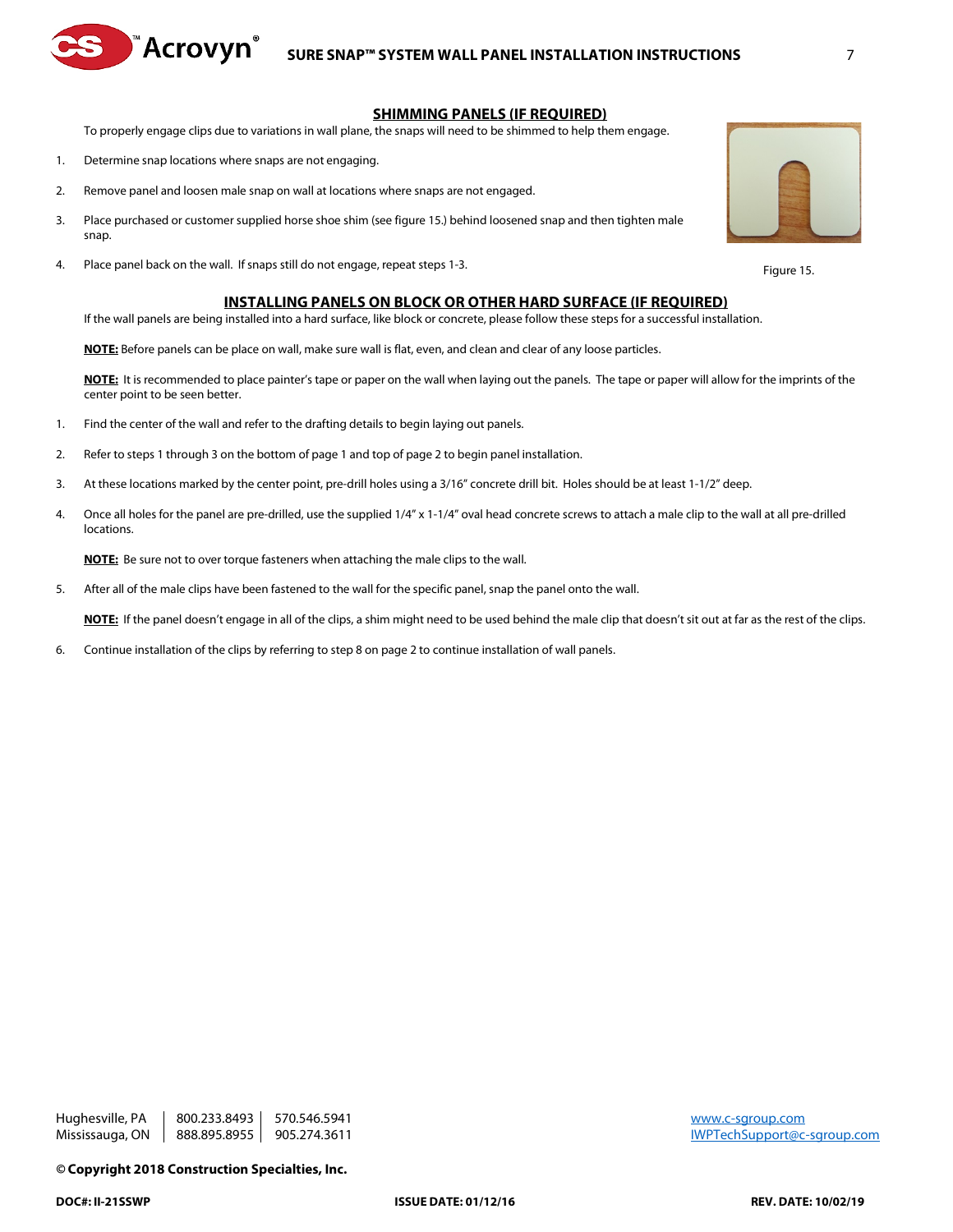## SHIMMING PANELS (IF REQUIRED)

To properly engage clips due to variations in wall plane, the snaps will need to be shimmed to help them engage.

1. Determine snap locations where snaps are not engaging.
2. Remove panel and loosen male snap on wall at locations where snaps are not engaged.
3. Place purchased or customer supplied horse shoe shim (see figure 15.) behind loosened snap and then tighten male snap.
4. Place panel back on the wall. If snaps still do not engage, repeat steps 1-3.

Figure 15.

## INSTALLING PANELS ON BLOCK OR OTHER HARD SURFACE (IF REQUIRED)

If the wall panels are being installed into a hard surface, like block or concrete, please follow these steps for a successful installation.

**NOTE:** Before panels can be place on wall, make sure wall is flat, even, and clean and clear of any loose particles.

**NOTE:** It is recommended to place painter's tape or paper on the wall when laying out the panels. The tape or paper will allow for the imprints of the center point to be seen better.

1. Find the center of the wall and refer to the drafting details to begin laying out panels.
2. Refer to steps 1 through 3 on the bottom of page 1 and top of page 2 to begin panel installation.
3. At these locations marked by the center point, pre-drill holes using a 3/16" concrete drill bit. Holes should be at least 1-1/2" deep.
4. Once all holes for the panel are pre-drilled, use the supplied 1/4" x 1-1/4" oval head concrete screws to attach a male clip to the wall at all pre-drilled locations.

   **NOTE:** Be sure not to over torque fasteners when attaching the male clips to the wall.

5. After all of the male clips have been fastened to the wall for the specific panel, snap the panel onto the wall.

   **NOTE:** If the panel doesn't engage in all of the clips, a shim might need to be used behind the male clip that doesn't sit out at far as the rest of the clips.

6. Continue installation of the clips by referring to step 8 on page 2 to continue installation of wall panels.